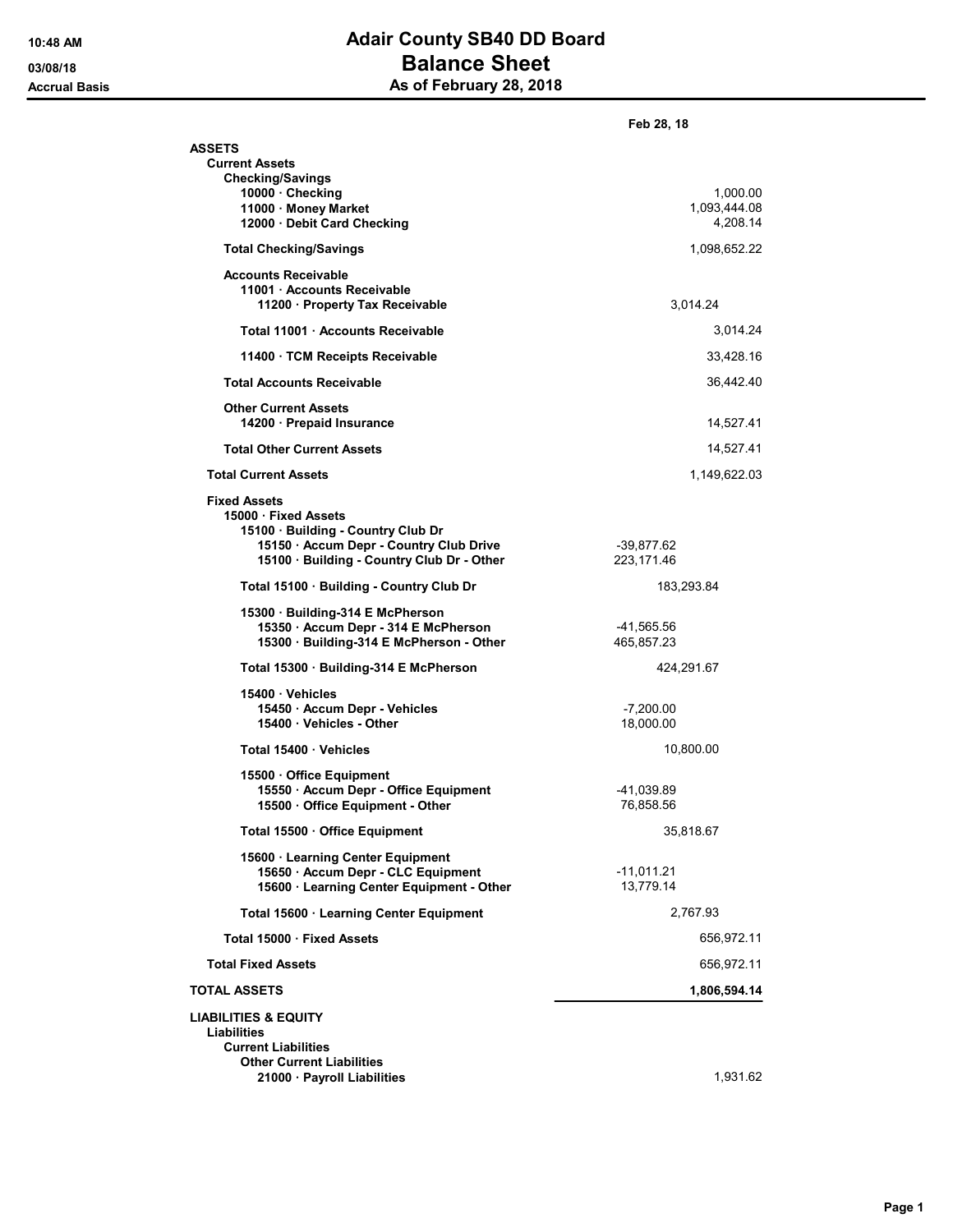10:48 AM
03/08/18
Accrual Basis

# Adair County SB40 DD Board
## Balance Sheet
### As of February 28, 2018

| | | Feb 28, 18 |
|---|---|---|
| **ASSETS** | | |
| **Current Assets** | | |
| **Checking/Savings** | | |
| **10000 · Checking** | | 1,000.00 |
| **11000 · Money Market** | | 1,093,444.08 |
| **12000 · Debit Card Checking** | | 4,208.14 |
| **Total Checking/Savings** | | 1,098,652.22 |
| **Accounts Receivable** | | |
| **11001 · Accounts Receivable** | | |
| **11200 · Property Tax Receivable** | 3,014.24 | |
| **Total 11001 · Accounts Receivable** | | 3,014.24 |
| **11400 · TCM Receipts Receivable** | | 33,428.16 |
| **Total Accounts Receivable** | | 36,442.40 |
| **Other Current Assets** | | |
| **14200 · Prepaid Insurance** | | 14,527.41 |
| **Total Other Current Assets** | | 14,527.41 |
| **Total Current Assets** | | 1,149,622.03 |
| **Fixed Assets** | | |
| **15000 · Fixed Assets** | | |
| **15100 · Building - Country Club Dr** | | |
| **15150 · Accum Depr - Country Club Drive** | -39,877.62 | |
| **15100 · Building - Country Club Dr - Other** | 223,171.46 | |
| **Total 15100 · Building - Country Club Dr** | 183,293.84 | |
| **15300 · Building-314 E McPherson** | | |
| **15350 · Accum Depr - 314 E McPherson** | -41,565.56 | |
| **15300 · Building-314 E McPherson - Other** | 465,857.23 | |
| **Total 15300 · Building-314 E McPherson** | 424,291.67 | |
| **15400 · Vehicles** | | |
| **15450 · Accum Depr - Vehicles** | -7,200.00 | |
| **15400 · Vehicles - Other** | 18,000.00 | |
| **Total 15400 · Vehicles** | 10,800.00 | |
| **15500 · Office Equipment** | | |
| **15550 · Accum Depr - Office Equipment** | -41,039.89 | |
| **15500 · Office Equipment - Other** | 76,858.56 | |
| **Total 15500 · Office Equipment** | 35,818.67 | |
| **15600 · Learning Center Equipment** | | |
| **15650 · Accum Depr - CLC Equipment** | -11,011.21 | |
| **15600 · Learning Center Equipment - Other** | 13,779.14 | |
| **Total 15600 · Learning Center Equipment** | 2,767.93 | |
| **Total 15000 · Fixed Assets** | | 656,972.11 |
| **Total Fixed Assets** | | 656,972.11 |
| **TOTAL ASSETS** | | **1,806,594.14** |
| **LIABILITIES & EQUITY** | | |
| **Liabilities** | | |
| **Current Liabilities** | | |
| **Other Current Liabilities** | | |
| **21000 · Payroll Liabilities** | | 1,931.62 |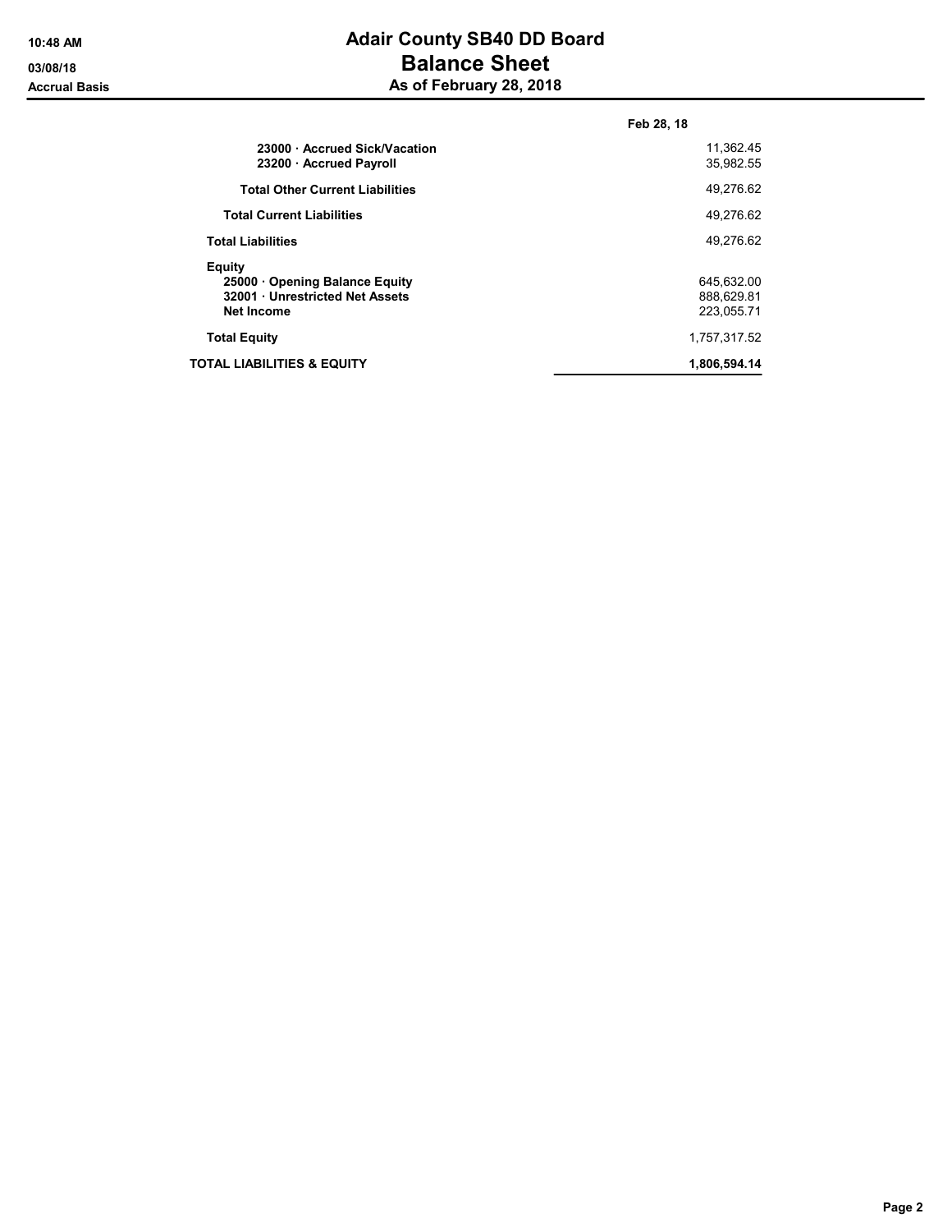# Adair County SB40 DD Board

## Balance Sheet

### As of February 28, 2018

10:48 AM
03/08/18
Accrual Basis

| | Feb 28, 18 |
|---|---|
| 23000 · Accrued Sick/Vacation | 11,362.45 |
| 23200 · Accrued Payroll | 35,982.55 |
| **Total Other Current Liabilities** | 49,276.62 |
| **Total Current Liabilities** | 49,276.62 |
| **Total Liabilities** | 49,276.62 |
| **Equity** | |
| 25000 · Opening Balance Equity | 645,632.00 |
| 32001 · Unrestricted Net Assets | 888,629.81 |
| Net Income | 223,055.71 |
| **Total Equity** | 1,757,317.52 |
| **TOTAL LIABILITIES & EQUITY** | **1,806,594.14** |